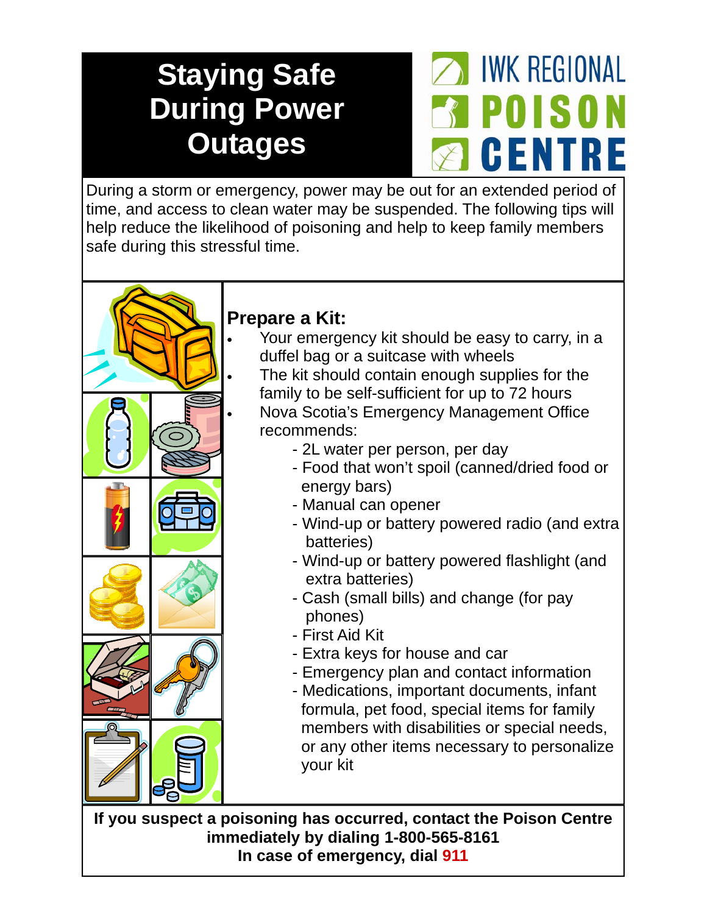# Staying Safe During Power Outages

IWK REGIONAL POISON CENTRE

During a storm or emergency, power may be out for an extended period of time, and access to clean water may be suspended. The following tips will help reduce the likelihood of poisoning and help to keep family members safe during this stressful time.

## Prepare a Kit:

- Your emergency kit should be easy to carry, in a duffel bag or a suitcase with wheels
- The kit should contain enough supplies for the family to be self-sufficient for up to 72 hours
- Nova Scotia's Emergency Management Office recommends:
  - 2L water per person, per day
  - Food that won't spoil (canned/dried food or energy bars)
  - Manual can opener
  - Wind-up or battery powered radio (and extra batteries)
  - Wind-up or battery powered flashlight (and extra batteries)
  - Cash (small bills) and change (for pay phones)
  - First Aid Kit
  - Extra keys for house and car
  - Emergency plan and contact information
  - Medications, important documents, infant formula, pet food, special items for family members with disabilities or special needs, or any other items necessary to personalize your kit

**If you suspect a poisoning has occurred, contact the Poison Centre immediately by dialing 1-800-565-8161**
**In case of emergency, dial 911**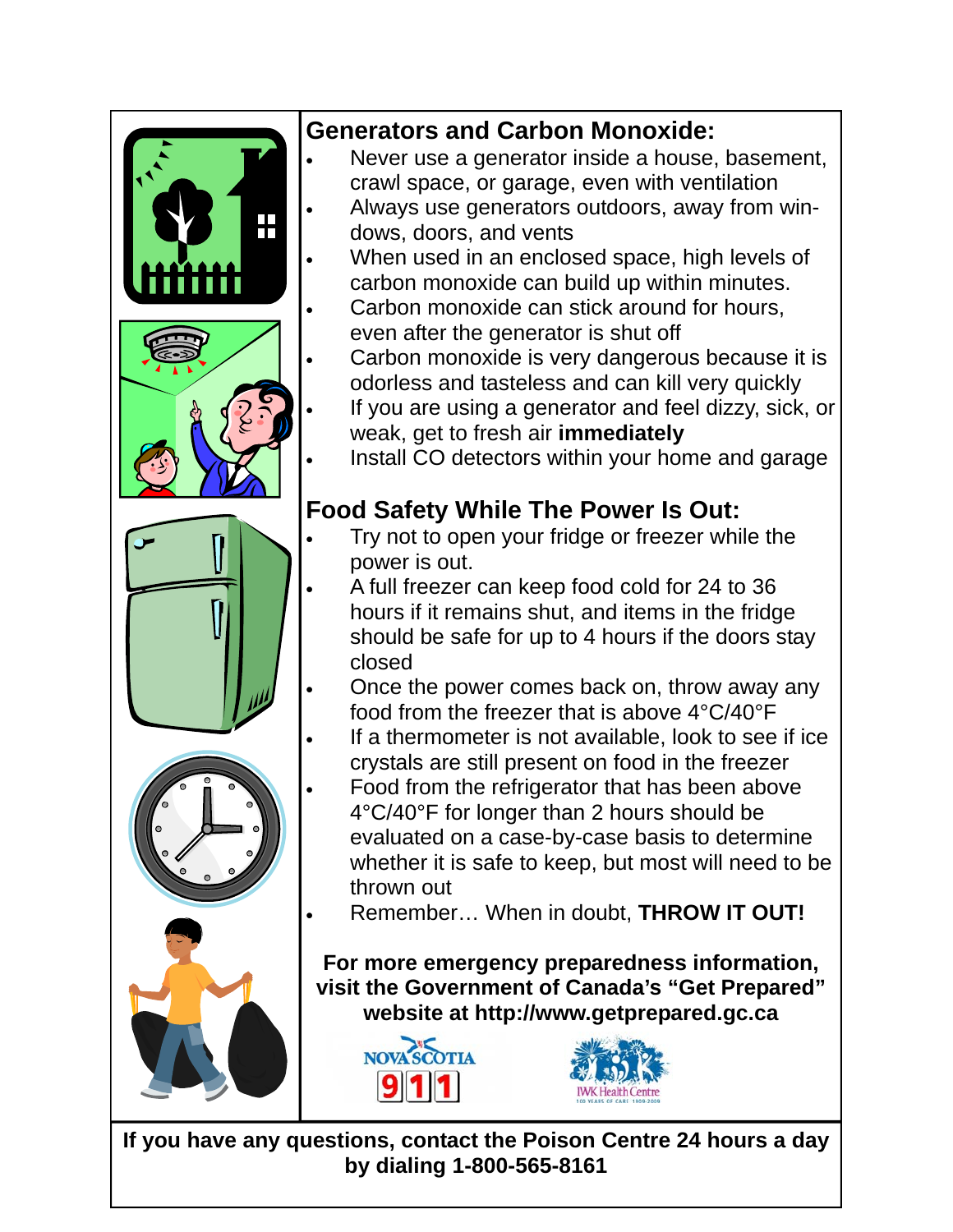## Generators and Carbon Monoxide:

- Never use a generator inside a house, basement, crawl space, or garage, even with ventilation
- Always use generators outdoors, away from windows, doors, and vents
- When used in an enclosed space, high levels of carbon monoxide can build up within minutes.
- Carbon monoxide can stick around for hours, even after the generator is shut off
- Carbon monoxide is very dangerous because it is odorless and tasteless and can kill very quickly
- If you are using a generator and feel dizzy, sick, or weak, get to fresh air **immediately**
- Install CO detectors within your home and garage

## Food Safety While The Power Is Out:

- Try not to open your fridge or freezer while the power is out.
- A full freezer can keep food cold for 24 to 36 hours if it remains shut, and items in the fridge should be safe for up to 4 hours if the doors stay closed
- Once the power comes back on, throw away any food from the freezer that is above 4°C/40°F
- If a thermometer is not available, look to see if ice crystals are still present on food in the freezer
- Food from the refrigerator that has been above 4°C/40°F for longer than 2 hours should be evaluated on a case-by-case basis to determine whether it is safe to keep, but most will need to be thrown out
- Remember… When in doubt, **THROW IT OUT!**

**For more emergency preparedness information, visit the Government of Canada's "Get Prepared" website at http://www.getprepared.gc.ca**

NOVA SCOTIA 911

IWK Health Centre

**If you have any questions, contact the Poison Centre 24 hours a day by dialing 1-800-565-8161**